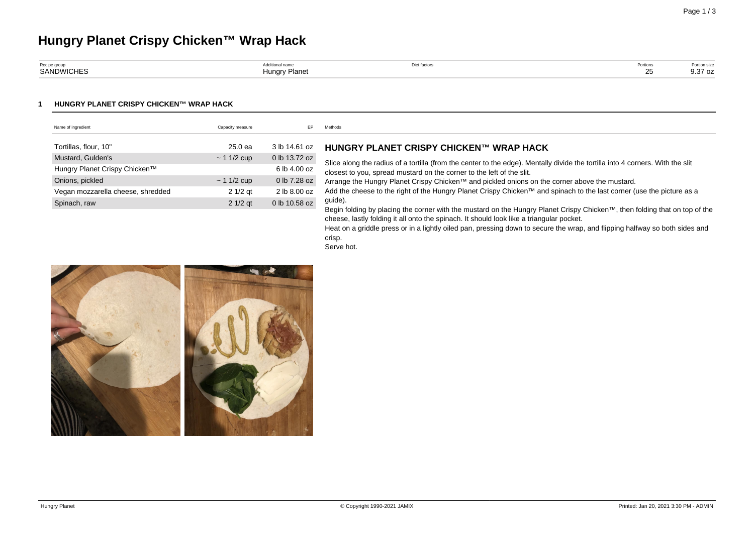# Hungry Planet Crispy Chicken™ Wrap Hack

| Recipe group | Additional name | Diet factors | Portions | Portion size |
|---|---|---|---|---|
| SANDWICHES | Hungry Planet | | 25 | 9.37 oz |

## 1 HUNGRY PLANET CRISPY CHICKEN™ WRAP HACK

| Name of ingredient | Capacity measure | EP |
|---|---|---|
| Tortillas, flour, 10" | 25.0 ea | 3 lb 14.61 oz |
| Mustard, Gulden's | ~ 1 1/2 cup | 0 lb 13.72 oz |
| Hungry Planet Crispy Chicken™ | | 6 lb 4.00 oz |
| Onions, pickled | ~ 1 1/2 cup | 0 lb 7.28 oz |
| Vegan mozzarella cheese, shredded | 2 1/2 qt | 2 lb 8.00 oz |
| Spinach, raw | 2 1/2 qt | 0 lb 10.58 oz |

Methods

### HUNGRY PLANET CRISPY CHICKEN™ WRAP HACK

Slice along the radius of a tortilla (from the center to the edge). Mentally divide the tortilla into 4 corners. With the slit closest to you, spread mustard on the corner to the left of the slit.

Arrange the Hungry Planet Crispy Chicken™ and pickled onions on the corner above the mustard.

Add the cheese to the right of the Hungry Planet Crispy Chicken™ and spinach to the last corner (use the picture as a guide).

Begin folding by placing the corner with the mustard on the Hungry Planet Crispy Chicken™, then folding that on top of the cheese, lastly folding it all onto the spinach. It should look like a triangular pocket.

Heat on a griddle press or in a lightly oiled pan, pressing down to secure the wrap, and flipping halfway so both sides and crisp.

Serve hot.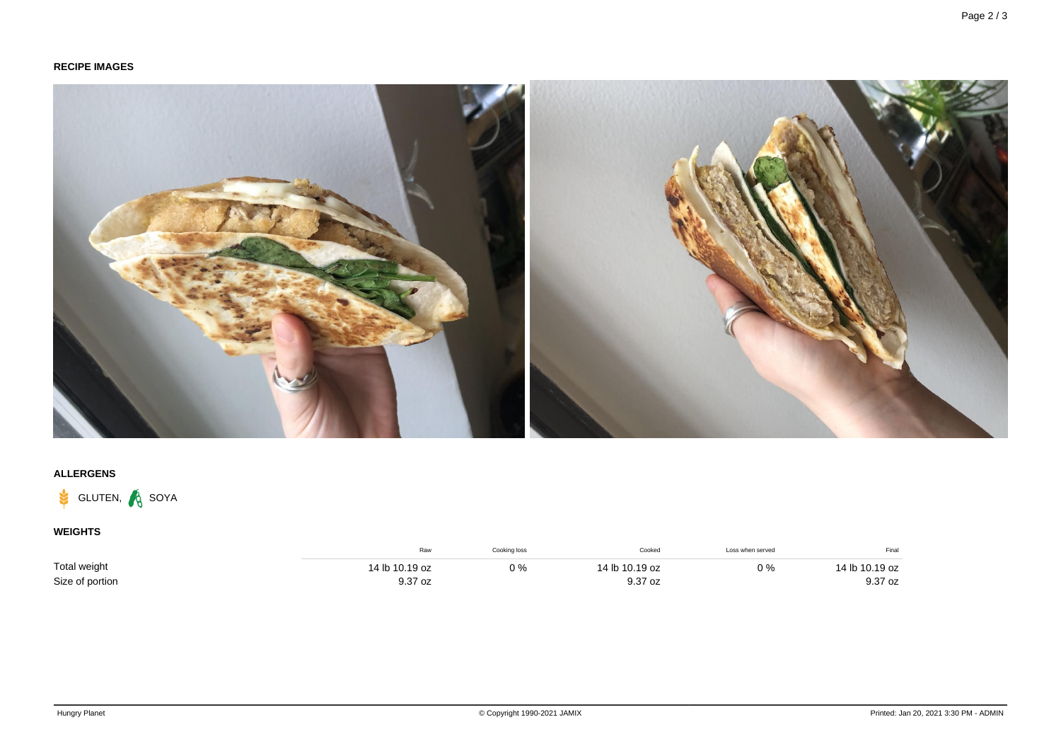## RECIPE IMAGES

## ALLERGENS

GLUTEN, SOYA

## WEIGHTS

| | Raw | Cooking loss | Cooked | Loss when served | Final |
|---|---|---|---|---|---|
| Total weight | 14 lb 10.19 oz | 0 % | 14 lb 10.19 oz | 0 % | 14 lb 10.19 oz |
| Size of portion | 9.37 oz | | 9.37 oz | | 9.37 oz |

Hungry Planet | © Copyright 1990-2021 JAMIX | Printed: Jan 20, 2021 3:30 PM - ADMIN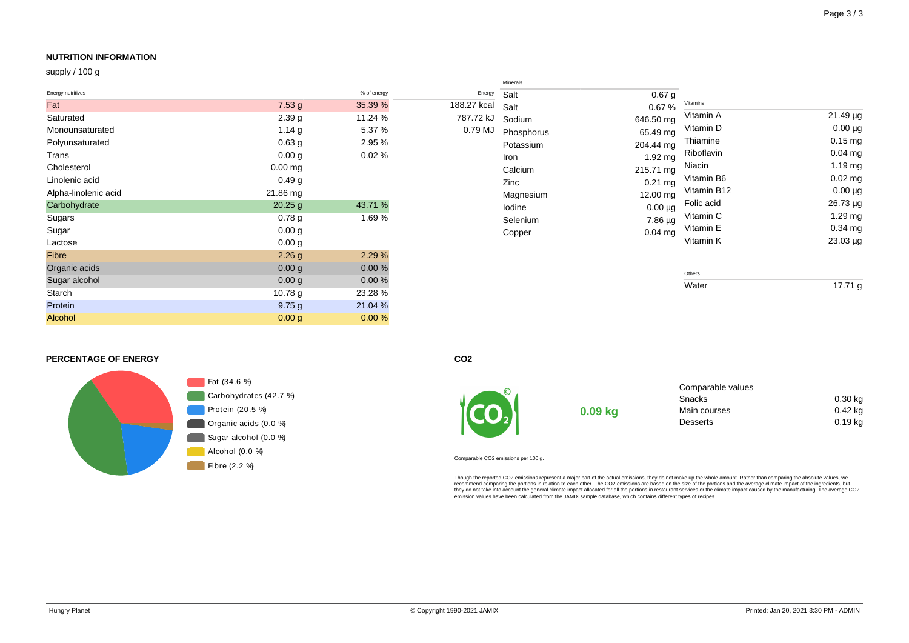## NUTRITION INFORMATION

supply / 100 g

| Energy nutritives | | % of energy |
|---|---|---|
| Fat | 7.53 g | 35.39 % |
| Saturated | 2.39 g | 11.24 % |
| Monounsaturated | 1.14 g | 5.37 % |
| Polyunsaturated | 0.63 g | 2.95 % |
| Trans | 0.00 g | 0.02 % |
| Cholesterol | 0.00 mg | |
| Linolenic acid | 0.49 g | |
| Alpha-linolenic acid | 21.86 mg | |
| Carbohydrate | 20.25 g | 43.71 % |
| Sugars | 0.78 g | 1.69 % |
| Sugar | 0.00 g | |
| Lactose | 0.00 g | |
| Fibre | 2.26 g | 2.29 % |
| Organic acids | 0.00 g | 0.00 % |
| Sugar alcohol | 0.00 g | 0.00 % |
| Starch | 10.78 g | 23.28 % |
| Protein | 9.75 g | 21.04 % |
| Alcohol | 0.00 g | 0.00 % |

| Energy |
|---|
| 188.27 kcal |
| 787.72 kJ |
| 0.79 MJ |

| Minerals | |
|---|---|
| Salt | 0.67 g |
| Salt | 0.67 % |
| Sodium | 646.50 mg |
| Phosphorus | 65.49 mg |
| Potassium | 204.44 mg |
| Iron | 1.92 mg |
| Calcium | 215.71 mg |
| Zinc | 0.21 mg |
| Magnesium | 12.00 mg |
| Iodine | 0.00 µg |
| Selenium | 7.86 µg |
| Copper | 0.04 mg |

| Vitamins | |
|---|---|
| Vitamin A | 21.49 µg |
| Vitamin D | 0.00 µg |
| Thiamine | 0.15 mg |
| Riboflavin | 0.04 mg |
| Niacin | 1.19 mg |
| Vitamin B6 | 0.02 mg |
| Vitamin B12 | 0.00 µg |
| Folic acid | 26.73 µg |
| Vitamin C | 1.29 mg |
| Vitamin E | 0.34 mg |
| Vitamin K | 23.03 µg |

| Others | |
|---|---|
| Water | 17.71 g |

## PERCENTAGE OF ENERGY

Fat (34.6 %)
Carbohydrates (42.7 %)
Protein (20.5 %)
Organic acids (0.0 %)
Sugar alcohol (0.0 %)
Alcohol (0.0 %)
Fibre (2.2 %)

## CO2

0.09 kg

| Comparable values | |
|---|---|
| Snacks | 0.30 kg |
| Main courses | 0.42 kg |
| Desserts | 0.19 kg |

Comparable CO2 emissions per 100 g.

Though the reported CO2 emissions represent a major part of the actual emissions, they do not make up the whole amount. Rather than comparing the absolute values, we recommend comparing the portions in relation to each other. The CO2 emissions are based on the size of the portions and the average climate impact of the ingredients, but they do not take into account the general climate impact allocated for all the portions in restaurant services or the climate impact caused by the manufacturing. The average CO2 emission values have been calculated from the JAMIX sample database, which contains different types of recipes.